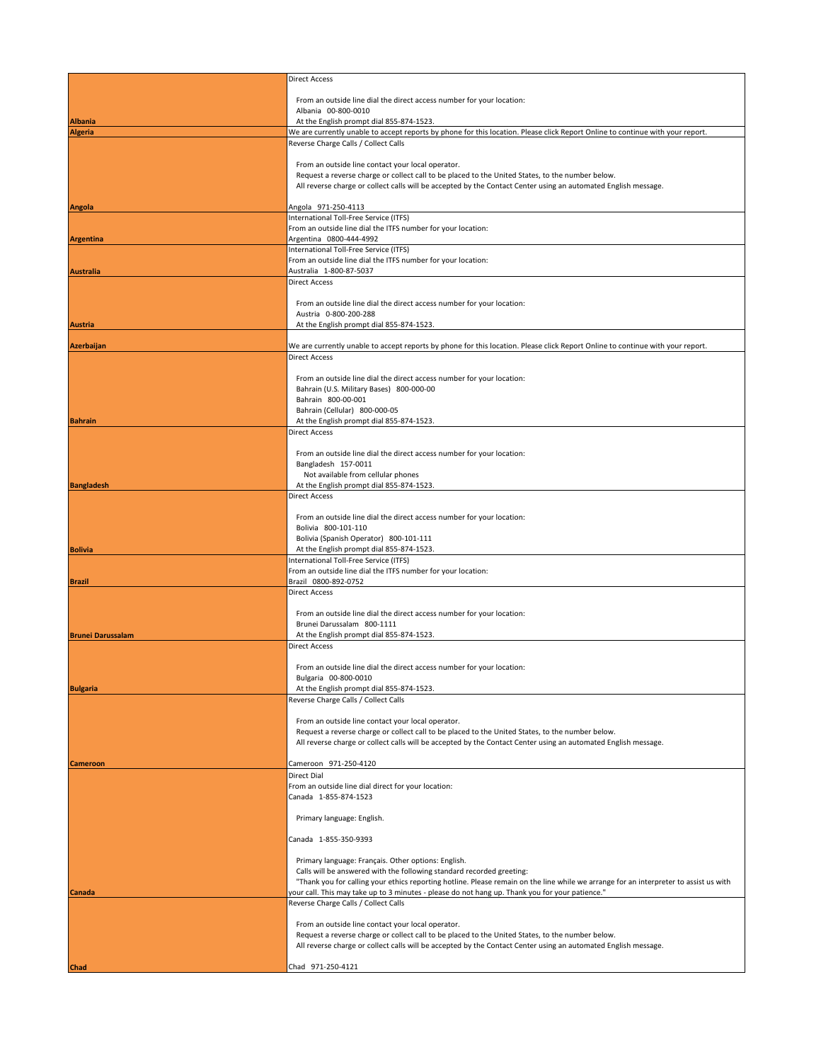| Country | Instructions |
| --- | --- |
| **Albania** | Direct Access<br><br>From an outside line dial the direct access number for your location:<br>Albania 00-800-0010<br>At the English prompt dial 855-874-1523. |
| **Algeria** | We are currently unable to accept reports by phone for this location. Please click Report Online to continue with your report. |
| **Angola** | Reverse Charge Calls / Collect Calls<br><br>From an outside line contact your local operator.<br>Request a reverse charge or collect call to be placed to the United States, to the number below.<br>All reverse charge or collect calls will be accepted by the Contact Center using an automated English message.<br><br>Angola 971-250-4113 |
| **Argentina** | International Toll-Free Service (ITFS)<br>From an outside line dial the ITFS number for your location:<br>Argentina 0800-444-4992 |
| **Australia** | International Toll-Free Service (ITFS)<br>From an outside line dial the ITFS number for your location:<br>Australia 1-800-87-5037 |
| **Austria** | Direct Access<br><br>From an outside line dial the direct access number for your location:<br>Austria 0-800-200-288<br>At the English prompt dial 855-874-1523. |
| **Azerbaijan** | We are currently unable to accept reports by phone for this location. Please click Report Online to continue with your report. |
| **Bahrain** | Direct Access<br><br>From an outside line dial the direct access number for your location:<br>Bahrain (U.S. Military Bases) 800-000-00<br>Bahrain 800-00-001<br>Bahrain (Cellular) 800-000-05<br>At the English prompt dial 855-874-1523. |
| **Bangladesh** | Direct Access<br><br>From an outside line dial the direct access number for your location:<br>Bangladesh 157-0011<br>Not available from cellular phones<br>At the English prompt dial 855-874-1523. |
| **Bolivia** | Direct Access<br><br>From an outside line dial the direct access number for your location:<br>Bolivia 800-101-110<br>Bolivia (Spanish Operator) 800-101-111<br>At the English prompt dial 855-874-1523. |
| **Brazil** | International Toll-Free Service (ITFS)<br>From an outside line dial the ITFS number for your location:<br>Brazil 0800-892-0752 |
| **Brunei Darussalam** | Direct Access<br><br>From an outside line dial the direct access number for your location:<br>Brunei Darussalam 800-1111<br>At the English prompt dial 855-874-1523. |
| **Bulgaria** | Direct Access<br><br>From an outside line dial the direct access number for your location:<br>Bulgaria 00-800-0010<br>At the English prompt dial 855-874-1523. |
| **Cameroon** | Reverse Charge Calls / Collect Calls<br><br>From an outside line contact your local operator.<br>Request a reverse charge or collect call to be placed to the United States, to the number below.<br>All reverse charge or collect calls will be accepted by the Contact Center using an automated English message.<br><br>Cameroon 971-250-4120 |
| **Canada** | Direct Dial<br>From an outside line dial direct for your location:<br>Canada 1-855-874-1523<br><br>Primary language: English.<br><br>Canada 1-855-350-9393<br><br>Primary language: Français. Other options: English.<br>Calls will be answered with the following standard recorded greeting:<br>"Thank you for calling your ethics reporting hotline. Please remain on the line while we arrange for an interpreter to assist us with your call. This may take up to 3 minutes - please do not hang up. Thank you for your patience." |
| **Chad** | Reverse Charge Calls / Collect Calls<br><br>From an outside line contact your local operator.<br>Request a reverse charge or collect call to be placed to the United States, to the number below.<br>All reverse charge or collect calls will be accepted by the Contact Center using an automated English message.<br><br>Chad 971-250-4121 |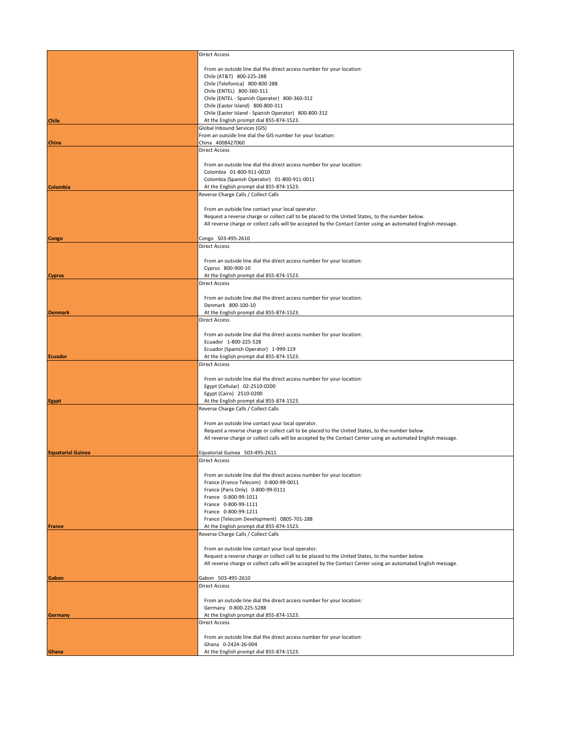| | |
|---|---|
| **Chile** | Direct Access<br><br>From an outside line dial the direct access number for your location:<br>Chile (AT&T) 800-225-288<br>Chile (Telefonica) 800-800-288<br>Chile (ENTEL) 800-360-311<br>Chile (ENTEL - Spanish Operator) 800-360-312<br>Chile (Easter Island) 800-800-311<br>Chile (Easter Island - Spanish Operator) 800-800-312<br>At the English prompt dial 855-874-1523. |
| **China** | Global Inbound Services (GIS)<br>From an outside line dial the GIS number for your location:<br>China 4008427060 |
| **Colombia** | Direct Access<br><br>From an outside line dial the direct access number for your location:<br>Colombia 01-800-911-0010<br>Colombia (Spanish Operator) 01-800-911-0011<br>At the English prompt dial 855-874-1523. |
| **Congo** | Reverse Charge Calls / Collect Calls<br><br>From an outside line contact your local operator.<br>Request a reverse charge or collect call to be placed to the United States, to the number below.<br>All reverse charge or collect calls will be accepted by the Contact Center using an automated English message.<br><br>Congo 503-495-2610 |
| **Cyprus** | Direct Access<br><br>From an outside line dial the direct access number for your location:<br>Cyprus 800-900-10<br>At the English prompt dial 855-874-1523. |
| **Denmark** | Direct Access<br><br>From an outside line dial the direct access number for your location:<br>Denmark 800-100-10<br>At the English prompt dial 855-874-1523. |
| **Ecuador** | Direct Access<br><br>From an outside line dial the direct access number for your location:<br>Ecuador 1-800-225-528<br>Ecuador (Spanish Operator) 1-999-119<br>At the English prompt dial 855-874-1523. |
| **Egypt** | Direct Access<br><br>From an outside line dial the direct access number for your location:<br>Egypt (Cellular) 02-2510-0200<br>Egypt (Cairo) 2510-0200<br>At the English prompt dial 855-874-1523. |
| **Equatorial Guinea** | Reverse Charge Calls / Collect Calls<br><br>From an outside line contact your local operator.<br>Request a reverse charge or collect call to be placed to the United States, to the number below.<br>All reverse charge or collect calls will be accepted by the Contact Center using an automated English message.<br><br>Equatorial Guinea 503-495-2611 |
| **France** | Direct Access<br><br>From an outside line dial the direct access number for your location:<br>France (France Telecom) 0-800-99-0011<br>France (Paris Only) 0-800-99-0111<br>France 0-800-99-1011<br>France 0-800-99-1111<br>France 0-800-99-1211<br>France (Telecom Development) 0805-701-288<br>At the English prompt dial 855-874-1523. |
| **Gabon** | Reverse Charge Calls / Collect Calls<br><br>From an outside line contact your local operator.<br>Request a reverse charge or collect call to be placed to the United States, to the number below.<br>All reverse charge or collect calls will be accepted by the Contact Center using an automated English message.<br><br>Gabon 503-495-2610 |
| **Germany** | Direct Access<br><br>From an outside line dial the direct access number for your location:<br>Germany 0-800-225-5288<br>At the English prompt dial 855-874-1523. |
| **Ghana** | Direct Access<br><br>From an outside line dial the direct access number for your location:<br>Ghana 0-2424-26-004<br>At the English prompt dial 855-874-1523. |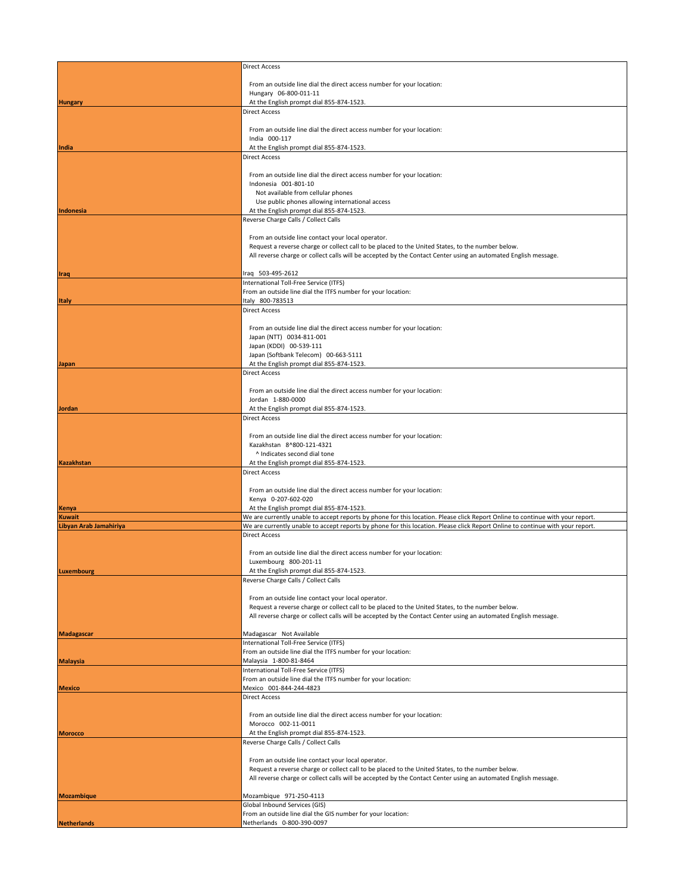| | |
|---|---|
| **Hungary** | Direct Access<br><br>From an outside line dial the direct access number for your location:<br>Hungary 06-800-011-11<br>At the English prompt dial 855-874-1523. |
| **India** | Direct Access<br><br>From an outside line dial the direct access number for your location:<br>India 000-117<br>At the English prompt dial 855-874-1523. |
| **Indonesia** | Direct Access<br><br>From an outside line dial the direct access number for your location:<br>Indonesia 001-801-10<br>Not available from cellular phones<br>Use public phones allowing international access<br>At the English prompt dial 855-874-1523. |
| **Iraq** | Reverse Charge Calls / Collect Calls<br><br>From an outside line contact your local operator.<br>Request a reverse charge or collect call to be placed to the United States, to the number below.<br>All reverse charge or collect calls will be accepted by the Contact Center using an automated English message.<br><br>Iraq 503-495-2612 |
| **Italy** | International Toll-Free Service (ITFS)<br>From an outside line dial the ITFS number for your location:<br>Italy 800-783513 |
| **Japan** | Direct Access<br><br>From an outside line dial the direct access number for your location:<br>Japan (NTT) 0034-811-001<br>Japan (KDDI) 00-539-111<br>Japan (Softbank Telecom) 00-663-5111<br>At the English prompt dial 855-874-1523. |
| **Jordan** | Direct Access<br><br>From an outside line dial the direct access number for your location:<br>Jordan 1-880-0000<br>At the English prompt dial 855-874-1523. |
| **Kazakhstan** | Direct Access<br><br>From an outside line dial the direct access number for your location:<br>Kazakhstan 8^800-121-4321<br>^ Indicates second dial tone<br>At the English prompt dial 855-874-1523. |
| **Kenya** | Direct Access<br><br>From an outside line dial the direct access number for your location:<br>Kenya 0-207-602-020<br>At the English prompt dial 855-874-1523. |
| **Kuwait** | We are currently unable to accept reports by phone for this location. Please click Report Online to continue with your report. |
| **Libyan Arab Jamahiriya** | We are currently unable to accept reports by phone for this location. Please click Report Online to continue with your report. |
| **Luxembourg** | Direct Access<br><br>From an outside line dial the direct access number for your location:<br>Luxembourg 800-201-11<br>At the English prompt dial 855-874-1523. |
| **Madagascar** | Reverse Charge Calls / Collect Calls<br><br>From an outside line contact your local operator.<br>Request a reverse charge or collect call to be placed to the United States, to the number below.<br>All reverse charge or collect calls will be accepted by the Contact Center using an automated English message.<br><br>Madagascar Not Available |
| **Malaysia** | International Toll-Free Service (ITFS)<br>From an outside line dial the ITFS number for your location:<br>Malaysia 1-800-81-8464 |
| **Mexico** | International Toll-Free Service (ITFS)<br>From an outside line dial the ITFS number for your location:<br>Mexico 001-844-244-4823 |
| **Morocco** | Direct Access<br><br>From an outside line dial the direct access number for your location:<br>Morocco 002-11-0011<br>At the English prompt dial 855-874-1523. |
| **Mozambique** | Reverse Charge Calls / Collect Calls<br><br>From an outside line contact your local operator.<br>Request a reverse charge or collect call to be placed to the United States, to the number below.<br>All reverse charge or collect calls will be accepted by the Contact Center using an automated English message.<br><br>Mozambique 971-250-4113 |
| **Netherlands** | Global Inbound Services (GIS)<br>From an outside line dial the GIS number for your location:<br>Netherlands 0-800-390-0097 |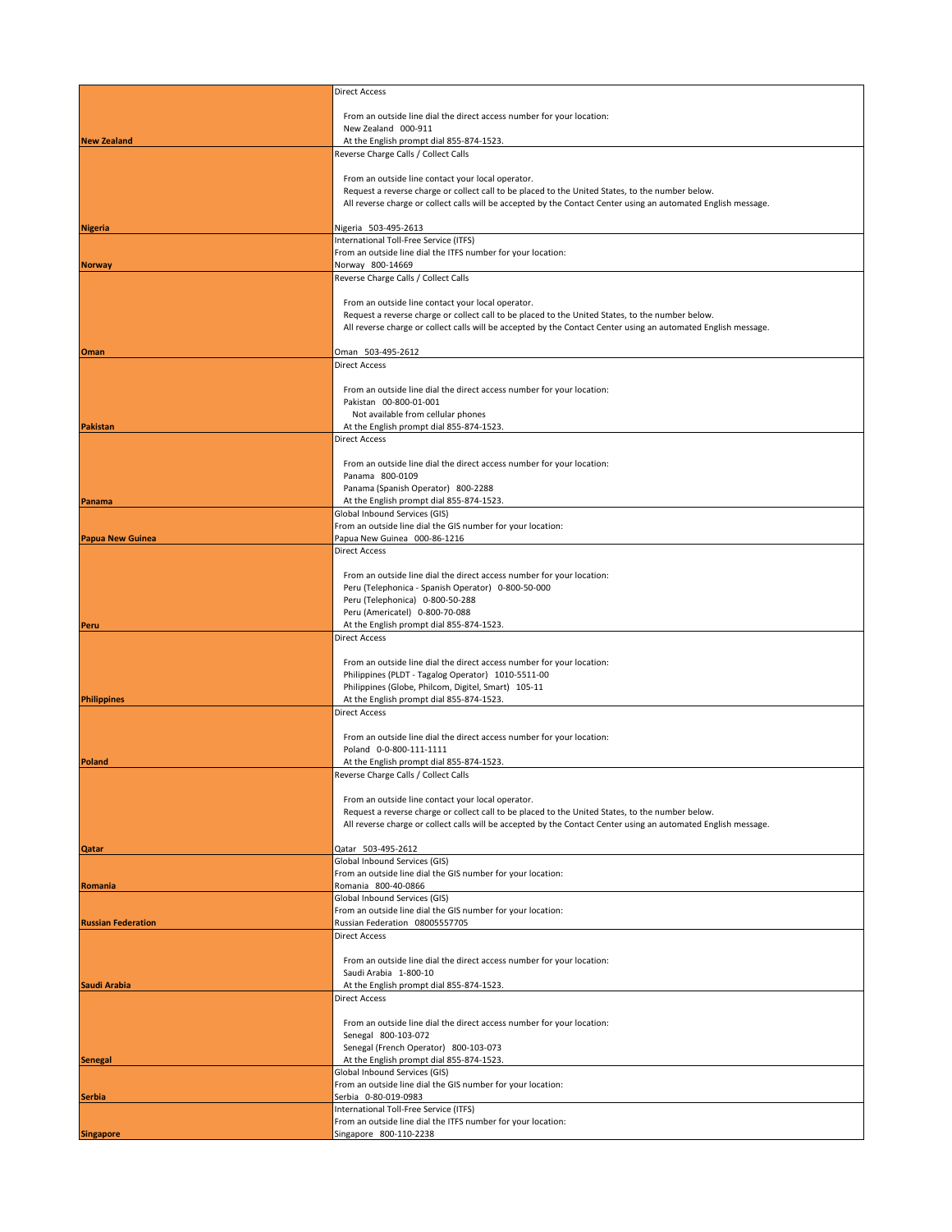| Country | Instructions |
| --- | --- |
| New Zealand | Direct Access<br><br>From an outside line dial the direct access number for your location:<br>New Zealand 000-911<br>At the English prompt dial 855-874-1523. |
| Nigeria | Reverse Charge Calls / Collect Calls<br><br>From an outside line contact your local operator.<br>Request a reverse charge or collect call to be placed to the United States, to the number below.<br>All reverse charge or collect calls will be accepted by the Contact Center using an automated English message.<br><br>Nigeria 503-495-2613 |
| Norway | International Toll-Free Service (ITFS)<br>From an outside line dial the ITFS number for your location:<br>Norway 800-14669 |
| Oman | Reverse Charge Calls / Collect Calls<br><br>From an outside line contact your local operator.<br>Request a reverse charge or collect call to be placed to the United States, to the number below.<br>All reverse charge or collect calls will be accepted by the Contact Center using an automated English message.<br><br>Oman 503-495-2612 |
| Pakistan | Direct Access<br><br>From an outside line dial the direct access number for your location:<br>Pakistan 00-800-01-001<br>Not available from cellular phones<br>At the English prompt dial 855-874-1523. |
| Panama | Direct Access<br><br>From an outside line dial the direct access number for your location:<br>Panama 800-0109<br>Panama (Spanish Operator) 800-2288<br>At the English prompt dial 855-874-1523. |
| Papua New Guinea | Global Inbound Services (GIS)<br>From an outside line dial the GIS number for your location:<br>Papua New Guinea 000-86-1216 |
| Peru | Direct Access<br><br>From an outside line dial the direct access number for your location:<br>Peru (Telephonica - Spanish Operator) 0-800-50-000<br>Peru (Telephonica) 0-800-50-288<br>Peru (Americatel) 0-800-70-088<br>At the English prompt dial 855-874-1523. |
| Philippines | Direct Access<br><br>From an outside line dial the direct access number for your location:<br>Philippines (PLDT - Tagalog Operator) 1010-5511-00<br>Philippines (Globe, Philcom, Digitel, Smart) 105-11<br>At the English prompt dial 855-874-1523. |
| Poland | Direct Access<br><br>From an outside line dial the direct access number for your location:<br>Poland 0-0-800-111-1111<br>At the English prompt dial 855-874-1523. |
| Qatar | Reverse Charge Calls / Collect Calls<br><br>From an outside line contact your local operator.<br>Request a reverse charge or collect call to be placed to the United States, to the number below.<br>All reverse charge or collect calls will be accepted by the Contact Center using an automated English message.<br><br>Qatar 503-495-2612 |
| Romania | Global Inbound Services (GIS)<br>From an outside line dial the GIS number for your location:<br>Romania 800-40-0866 |
| Russian Federation | Global Inbound Services (GIS)<br>From an outside line dial the GIS number for your location:<br>Russian Federation 08005557705 |
| Saudi Arabia | Direct Access<br><br>From an outside line dial the direct access number for your location:<br>Saudi Arabia 1-800-10<br>At the English prompt dial 855-874-1523. |
| Senegal | Direct Access<br><br>From an outside line dial the direct access number for your location:<br>Senegal 800-103-072<br>Senegal (French Operator) 800-103-073<br>At the English prompt dial 855-874-1523. |
| Serbia | Global Inbound Services (GIS)<br>From an outside line dial the GIS number for your location:<br>Serbia 0-80-019-0983 |
| Singapore | International Toll-Free Service (ITFS)<br>From an outside line dial the ITFS number for your location:<br>Singapore 800-110-2238 |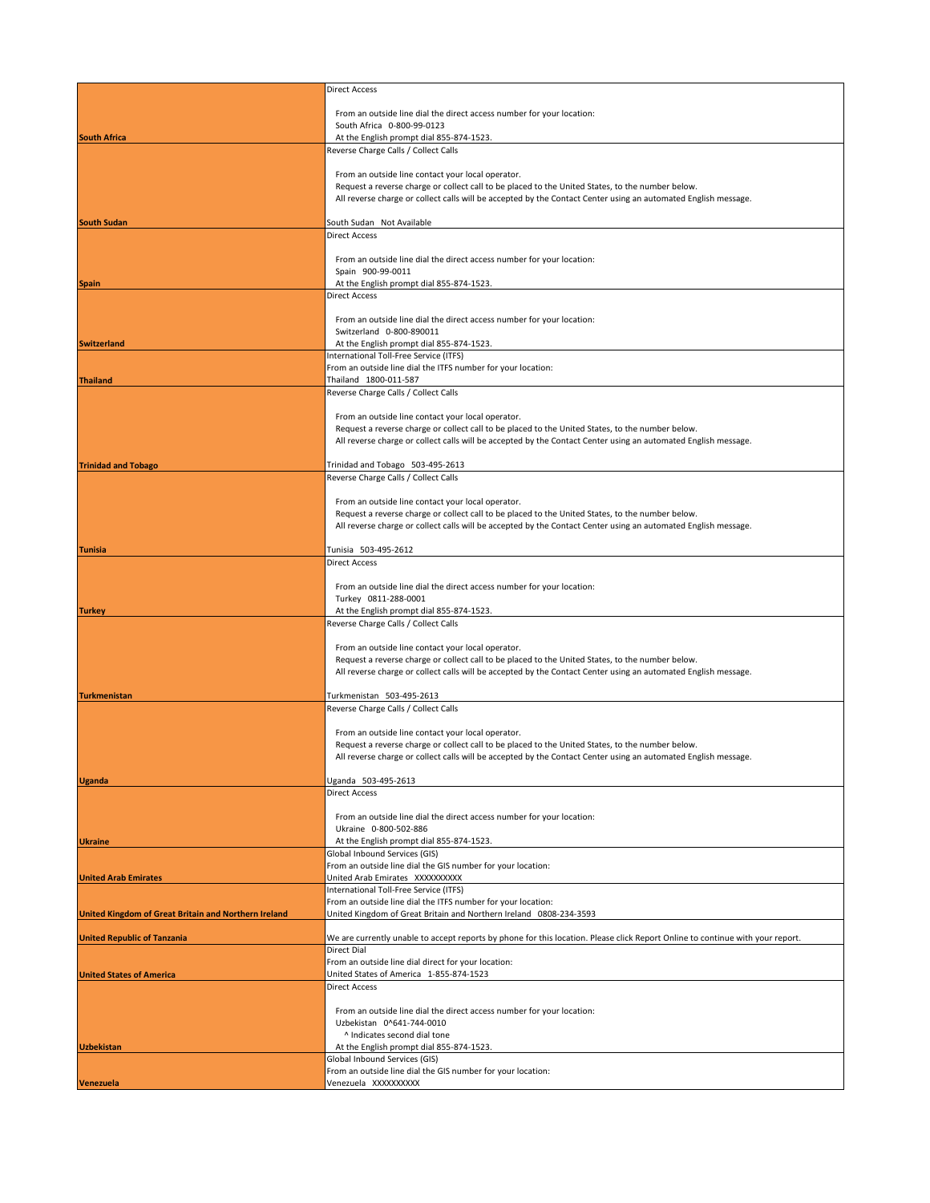| | |
|---|---|
| **South Africa** | Direct Access<br><br>From an outside line dial the direct access number for your location:<br>South Africa 0-800-99-0123<br>At the English prompt dial 855-874-1523. |
| **South Sudan** | Reverse Charge Calls / Collect Calls<br><br>From an outside line contact your local operator.<br>Request a reverse charge or collect call to be placed to the United States, to the number below.<br>All reverse charge or collect calls will be accepted by the Contact Center using an automated English message.<br><br>South Sudan Not Available |
| **Spain** | Direct Access<br><br>From an outside line dial the direct access number for your location:<br>Spain 900-99-0011<br>At the English prompt dial 855-874-1523. |
| **Switzerland** | Direct Access<br><br>From an outside line dial the direct access number for your location:<br>Switzerland 0-800-890011<br>At the English prompt dial 855-874-1523. |
| **Thailand** | International Toll-Free Service (ITFS)<br>From an outside line dial the ITFS number for your location:<br>Thailand 1800-011-587 |
| **Trinidad and Tobago** | Reverse Charge Calls / Collect Calls<br><br>From an outside line contact your local operator.<br>Request a reverse charge or collect call to be placed to the United States, to the number below.<br>All reverse charge or collect calls will be accepted by the Contact Center using an automated English message.<br><br>Trinidad and Tobago 503-495-2613 |
| **Tunisia** | Reverse Charge Calls / Collect Calls<br><br>From an outside line contact your local operator.<br>Request a reverse charge or collect call to be placed to the United States, to the number below.<br>All reverse charge or collect calls will be accepted by the Contact Center using an automated English message.<br><br>Tunisia 503-495-2612 |
| **Turkey** | Direct Access<br><br>From an outside line dial the direct access number for your location:<br>Turkey 0811-288-0001<br>At the English prompt dial 855-874-1523. |
| **Turkmenistan** | Reverse Charge Calls / Collect Calls<br><br>From an outside line contact your local operator.<br>Request a reverse charge or collect call to be placed to the United States, to the number below.<br>All reverse charge or collect calls will be accepted by the Contact Center using an automated English message.<br><br>Turkmenistan 503-495-2613 |
| **Uganda** | Reverse Charge Calls / Collect Calls<br><br>From an outside line contact your local operator.<br>Request a reverse charge or collect call to be placed to the United States, to the number below.<br>All reverse charge or collect calls will be accepted by the Contact Center using an automated English message.<br><br>Uganda 503-495-2613 |
| **Ukraine** | Direct Access<br><br>From an outside line dial the direct access number for your location:<br>Ukraine 0-800-502-886<br>At the English prompt dial 855-874-1523. |
| **United Arab Emirates** | Global Inbound Services (GIS)<br>From an outside line dial the GIS number for your location:<br>United Arab Emirates XXXXXXXXX |
| **United Kingdom of Great Britain and Northern Ireland** | International Toll-Free Service (ITFS)<br>From an outside line dial the ITFS number for your location:<br>United Kingdom of Great Britain and Northern Ireland 0808-234-3593 |
| **United Republic of Tanzania** | We are currently unable to accept reports by phone for this location. Please click Report Online to continue with your report. |
| **United States of America** | Direct Dial<br>From an outside line dial direct for your location:<br>United States of America 1-855-874-1523 |
| **Uzbekistan** | Direct Access<br><br>From an outside line dial the direct access number for your location:<br>Uzbekistan 0^641-744-0010<br>^ Indicates second dial tone<br>At the English prompt dial 855-874-1523. |
| **Venezuela** | Global Inbound Services (GIS)<br>From an outside line dial the GIS number for your location:<br>Venezuela XXXXXXXXX |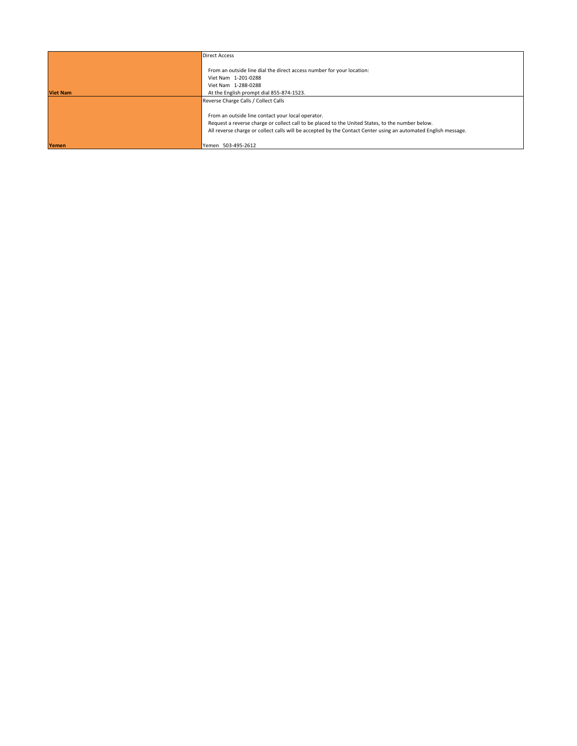| | |
|---|---|
| **Viet Nam** | Direct Access<br><br>From an outside line dial the direct access number for your location:<br>Viet Nam 1-201-0288<br>Viet Nam 1-288-0288<br>At the English prompt dial 855-874-1523. |
| **Yemen** | Reverse Charge Calls / Collect Calls<br><br>From an outside line contact your local operator.<br>Request a reverse charge or collect call to be placed to the United States, to the number below.<br>All reverse charge or collect calls will be accepted by the Contact Center using an automated English message.<br><br>Yemen 503-495-2612 |